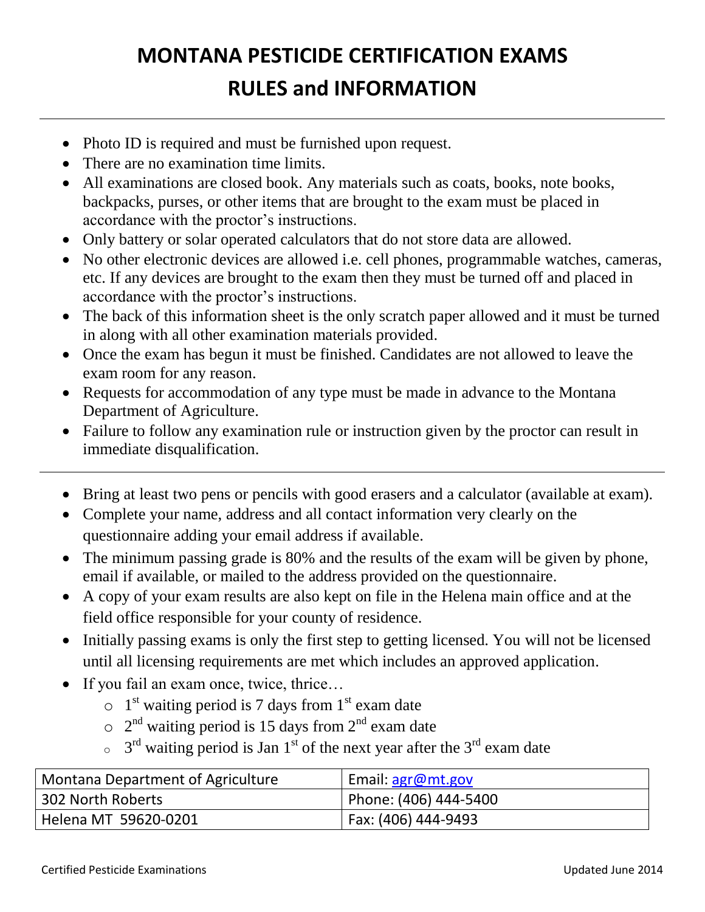# MONTANA PESTICIDE CERTIFICATION EXAMS

# RULES and INFORMATION

---

- Photo ID is required and must be furnished upon request.
- There are no examination time limits.
- All examinations are closed book. Any materials such as coats, books, note books, backpacks, purses, or other items that are brought to the exam must be placed in accordance with the proctor's instructions.
- Only battery or solar operated calculators that do not store data are allowed.
- No other electronic devices are allowed i.e. cell phones, programmable watches, cameras, etc. If any devices are brought to the exam then they must be turned off and placed in accordance with the proctor's instructions.
- The back of this information sheet is the only scratch paper allowed and it must be turned in along with all other examination materials provided.
- Once the exam has begun it must be finished. Candidates are not allowed to leave the exam room for any reason.
- Requests for accommodation of any type must be made in advance to the Montana Department of Agriculture.
- Failure to follow any examination rule or instruction given by the proctor can result in immediate disqualification.

---

- Bring at least two pens or pencils with good erasers and a calculator (available at exam).
- Complete your name, address and all contact information very clearly on the questionnaire adding your email address if available.
- The minimum passing grade is 80% and the results of the exam will be given by phone, email if available, or mailed to the address provided on the questionnaire.
- A copy of your exam results are also kept on file in the Helena main office and at the field office responsible for your county of residence.
- Initially passing exams is only the first step to getting licensed. You will not be licensed until all licensing requirements are met which includes an approved application.
- If you fail an exam once, twice, thrice…
  - 1st waiting period is 7 days from 1st exam date
  - 2nd waiting period is 15 days from 2nd exam date
  - 3rd waiting period is Jan 1st of the next year after the 3rd exam date

| Montana Department of Agriculture | Email: agr@mt.gov |
|---|---|
| 302 North Roberts | Phone: (406) 444-5400 |
| Helena MT 59620-0201 | Fax: (406) 444-9493 |

Certified Pesticide Examinations — Updated June 2014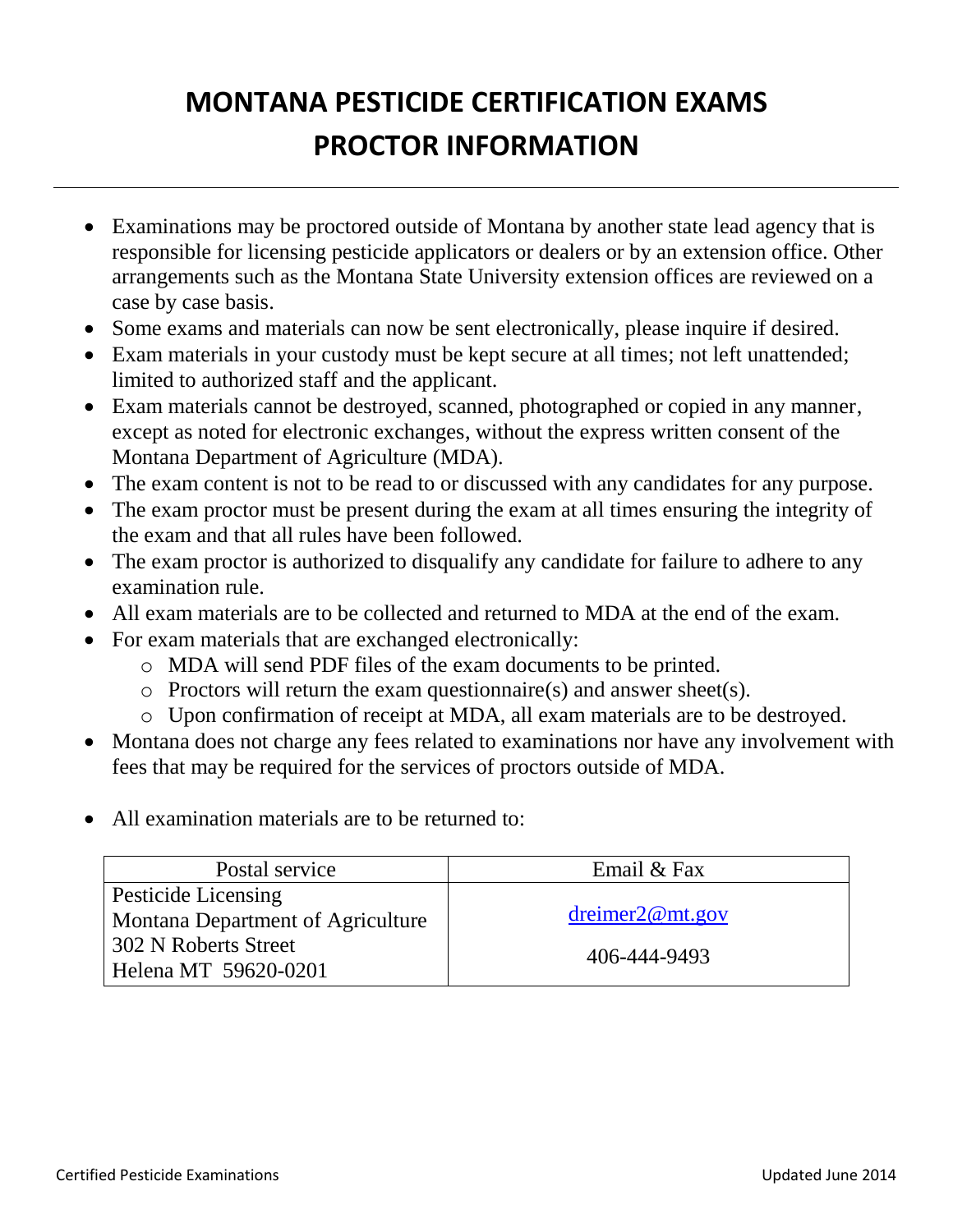# MONTANA PESTICIDE CERTIFICATION EXAMS
# PROCTOR INFORMATION

---

- Examinations may be proctored outside of Montana by another state lead agency that is responsible for licensing pesticide applicators or dealers or by an extension office. Other arrangements such as the Montana State University extension offices are reviewed on a case by case basis.
- Some exams and materials can now be sent electronically, please inquire if desired.
- Exam materials in your custody must be kept secure at all times; not left unattended; limited to authorized staff and the applicant.
- Exam materials cannot be destroyed, scanned, photographed or copied in any manner, except as noted for electronic exchanges, without the express written consent of the Montana Department of Agriculture (MDA).
- The exam content is not to be read to or discussed with any candidates for any purpose.
- The exam proctor must be present during the exam at all times ensuring the integrity of the exam and that all rules have been followed.
- The exam proctor is authorized to disqualify any candidate for failure to adhere to any examination rule.
- All exam materials are to be collected and returned to MDA at the end of the exam.
- For exam materials that are exchanged electronically:
  - MDA will send PDF files of the exam documents to be printed.
  - Proctors will return the exam questionnaire(s) and answer sheet(s).
  - Upon confirmation of receipt at MDA, all exam materials are to be destroyed.
- Montana does not charge any fees related to examinations nor have any involvement with fees that may be required for the services of proctors outside of MDA.

- All examination materials are to be returned to:

| Postal service | Email & Fax |
|---|---|
| Pesticide Licensing<br>Montana Department of Agriculture<br>302 N Roberts Street<br>Helena MT 59620-0201 | dreimer2@mt.gov<br><br>406-444-9493 |